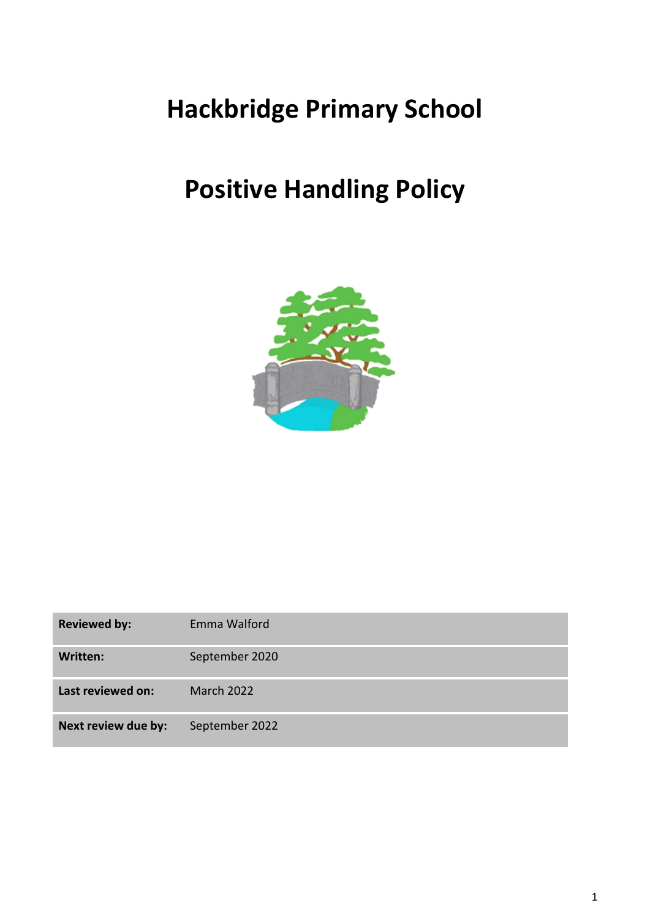# Hackbridge Primary School

# Positive Handling Policy

| **Reviewed by:** | Emma Walford |
|---|---|
| **Written:** | September 2020 |
| **Last reviewed on:** | March 2022 |
| **Next review due by:** | September 2022 |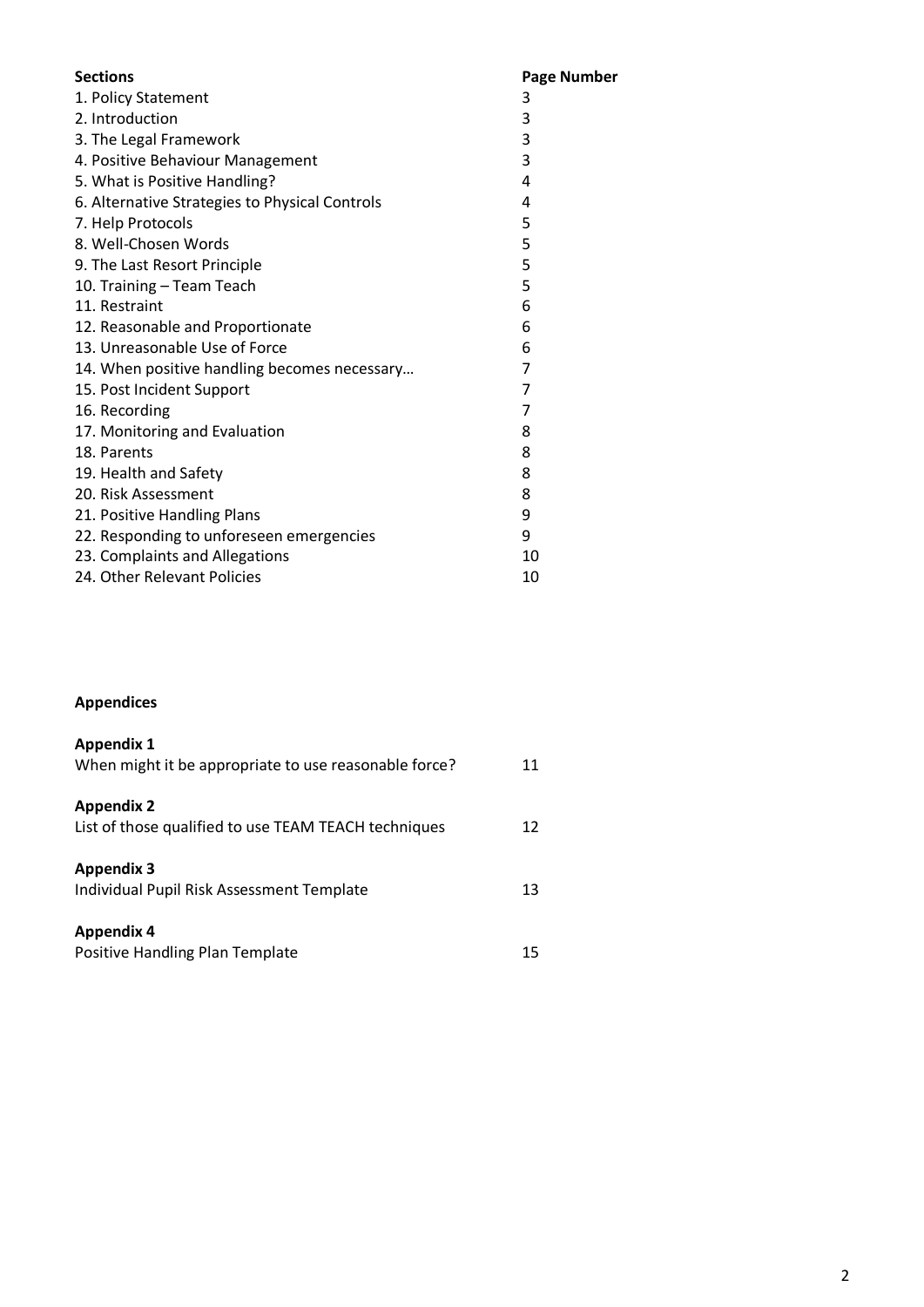| **Sections** | **Page Number** |
|---|---|
| 1. Policy Statement | 3 |
| 2. Introduction | 3 |
| 3. The Legal Framework | 3 |
| 4. Positive Behaviour Management | 3 |
| 5. What is Positive Handling? | 4 |
| 6. Alternative Strategies to Physical Controls | 4 |
| 7. Help Protocols | 5 |
| 8. Well-Chosen Words | 5 |
| 9. The Last Resort Principle | 5 |
| 10. Training – Team Teach | 5 |
| 11. Restraint | 6 |
| 12. Reasonable and Proportionate | 6 |
| 13. Unreasonable Use of Force | 6 |
| 14. When positive handling becomes necessary… | 7 |
| 15. Post Incident Support | 7 |
| 16. Recording | 7 |
| 17. Monitoring and Evaluation | 8 |
| 18. Parents | 8 |
| 19. Health and Safety | 8 |
| 20. Risk Assessment | 8 |
| 21. Positive Handling Plans | 9 |
| 22. Responding to unforeseen emergencies | 9 |
| 23. Complaints and Allegations | 10 |
| 24. Other Relevant Policies | 10 |

**Appendices**

| | |
|---|---|
| **Appendix 1** | |
| When might it be appropriate to use reasonable force? | 11 |
| **Appendix 2** | |
| List of those qualified to use TEAM TEACH techniques | 12 |
| **Appendix 3** | |
| Individual Pupil Risk Assessment Template | 13 |
| **Appendix 4** | |
| Positive Handling Plan Template | 15 |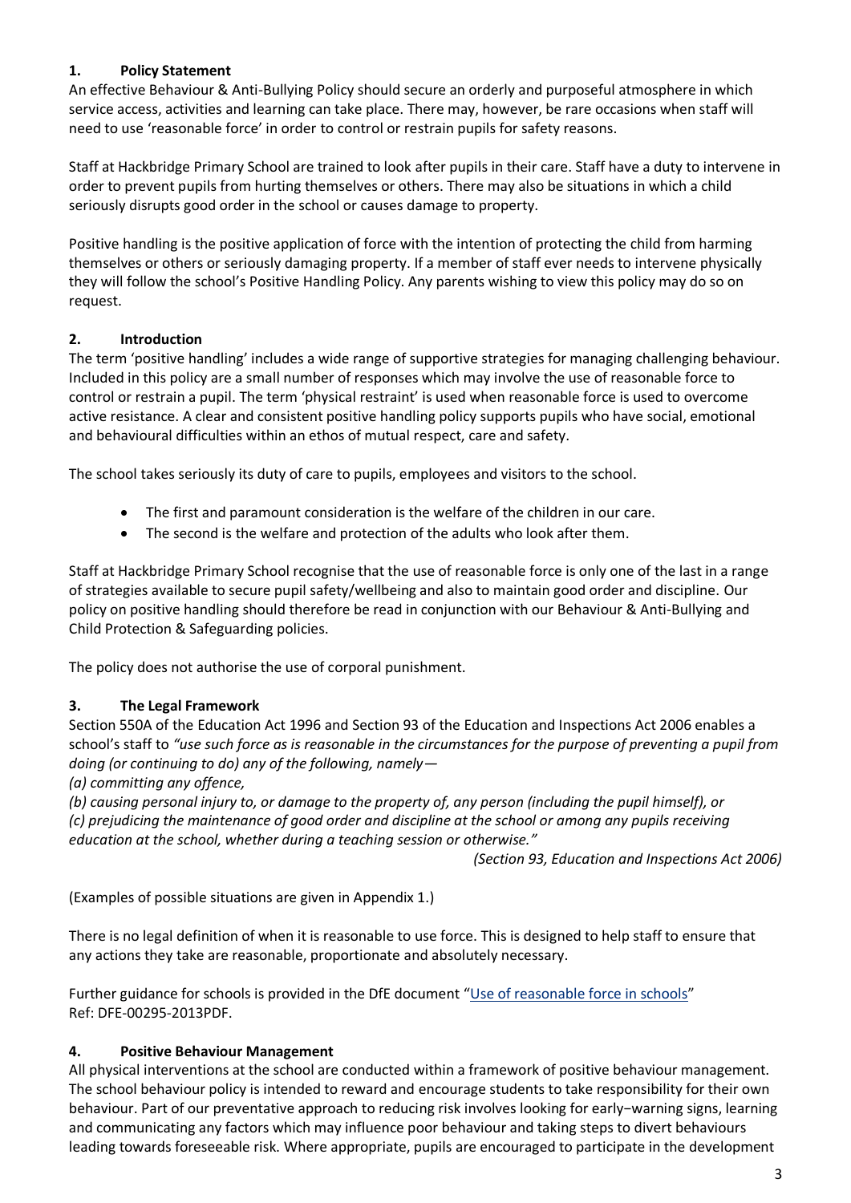## 1. Policy Statement

An effective Behaviour & Anti-Bullying Policy should secure an orderly and purposeful atmosphere in which service access, activities and learning can take place. There may, however, be rare occasions when staff will need to use 'reasonable force' in order to control or restrain pupils for safety reasons.

Staff at Hackbridge Primary School are trained to look after pupils in their care. Staff have a duty to intervene in order to prevent pupils from hurting themselves or others. There may also be situations in which a child seriously disrupts good order in the school or causes damage to property.

Positive handling is the positive application of force with the intention of protecting the child from harming themselves or others or seriously damaging property. If a member of staff ever needs to intervene physically they will follow the school's Positive Handling Policy. Any parents wishing to view this policy may do so on request.

## 2. Introduction

The term 'positive handling' includes a wide range of supportive strategies for managing challenging behaviour. Included in this policy are a small number of responses which may involve the use of reasonable force to control or restrain a pupil. The term 'physical restraint' is used when reasonable force is used to overcome active resistance. A clear and consistent positive handling policy supports pupils who have social, emotional and behavioural difficulties within an ethos of mutual respect, care and safety.

The school takes seriously its duty of care to pupils, employees and visitors to the school.

- The first and paramount consideration is the welfare of the children in our care.
- The second is the welfare and protection of the adults who look after them.

Staff at Hackbridge Primary School recognise that the use of reasonable force is only one of the last in a range of strategies available to secure pupil safety/wellbeing and also to maintain good order and discipline. Our policy on positive handling should therefore be read in conjunction with our Behaviour & Anti-Bullying and Child Protection & Safeguarding policies.

The policy does not authorise the use of corporal punishment.

## 3. The Legal Framework

Section 550A of the Education Act 1996 and Section 93 of the Education and Inspections Act 2006 enables a school's staff to *"use such force as is reasonable in the circumstances for the purpose of preventing a pupil from doing (or continuing to do) any of the following, namely—*
*(a) committing any offence,*
*(b) causing personal injury to, or damage to the property of, any person (including the pupil himself), or*
*(c) prejudicing the maintenance of good order and discipline at the school or among any pupils receiving education at the school, whether during a teaching session or otherwise."*

*(Section 93, Education and Inspections Act 2006)*

(Examples of possible situations are given in Appendix 1.)

There is no legal definition of when it is reasonable to use force. This is designed to help staff to ensure that any actions they take are reasonable, proportionate and absolutely necessary.

Further guidance for schools is provided in the DfE document "Use of reasonable force in schools"
Ref: DFE-00295-2013PDF.

## 4. Positive Behaviour Management

All physical interventions at the school are conducted within a framework of positive behaviour management. The school behaviour policy is intended to reward and encourage students to take responsibility for their own behaviour. Part of our preventative approach to reducing risk involves looking for early-warning signs, learning and communicating any factors which may influence poor behaviour and taking steps to divert behaviours leading towards foreseeable risk. Where appropriate, pupils are encouraged to participate in the development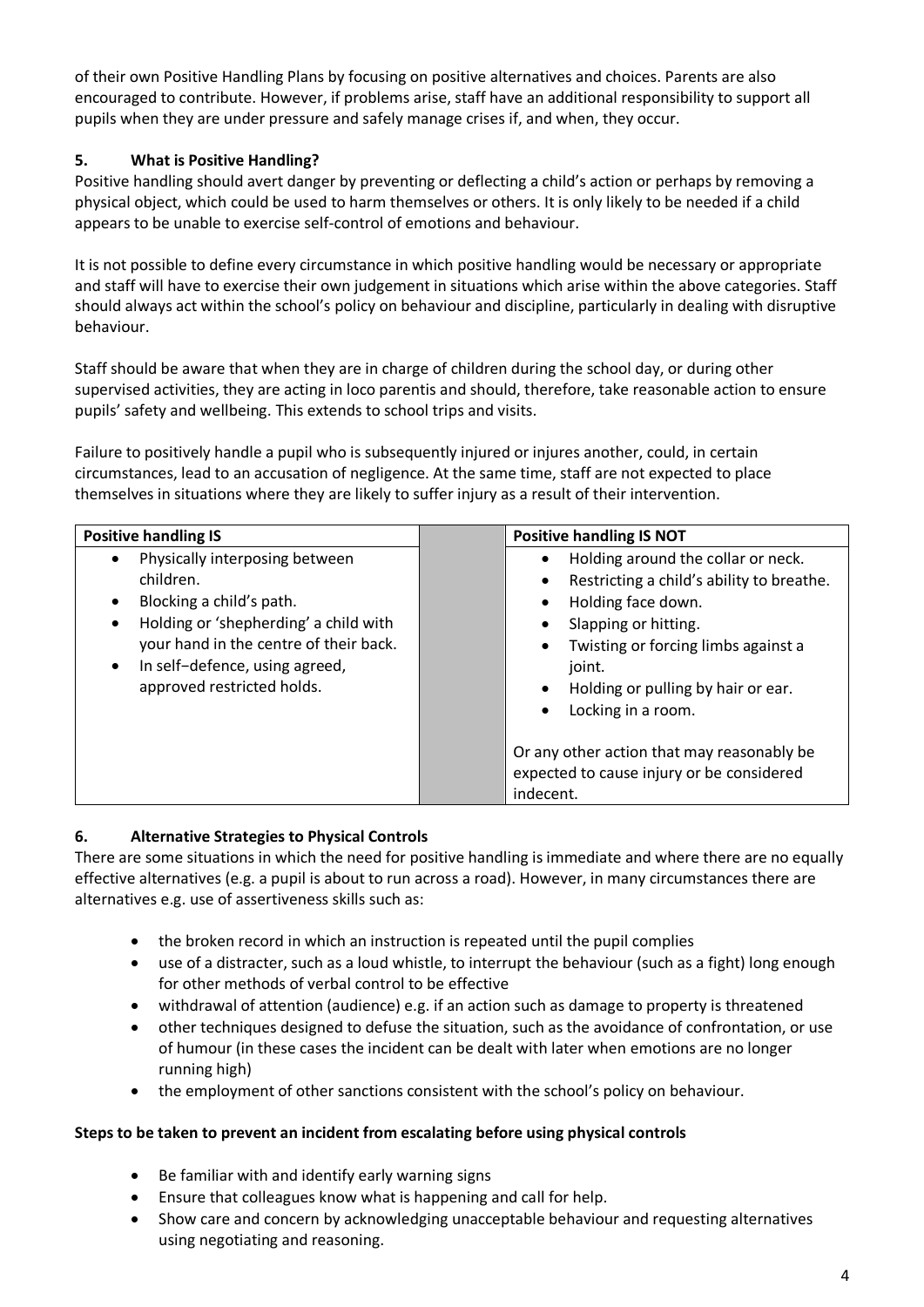of their own Positive Handling Plans by focusing on positive alternatives and choices. Parents are also encouraged to contribute. However, if problems arise, staff have an additional responsibility to support all pupils when they are under pressure and safely manage crises if, and when, they occur.

## 5. What is Positive Handling?

Positive handling should avert danger by preventing or deflecting a child's action or perhaps by removing a physical object, which could be used to harm themselves or others. It is only likely to be needed if a child appears to be unable to exercise self-control of emotions and behaviour.

It is not possible to define every circumstance in which positive handling would be necessary or appropriate and staff will have to exercise their own judgement in situations which arise within the above categories. Staff should always act within the school's policy on behaviour and discipline, particularly in dealing with disruptive behaviour.

Staff should be aware that when they are in charge of children during the school day, or during other supervised activities, they are acting in loco parentis and should, therefore, take reasonable action to ensure pupils' safety and wellbeing. This extends to school trips and visits.

Failure to positively handle a pupil who is subsequently injured or injures another, could, in certain circumstances, lead to an accusation of negligence. At the same time, staff are not expected to place themselves in situations where they are likely to suffer injury as a result of their intervention.

| Positive handling IS | | Positive handling IS NOT |
|---|---|---|
| • Physically interposing between children.<br>• Blocking a child's path.<br>• Holding or 'shepherding' a child with your hand in the centre of their back.<br>• In self−defence, using agreed, approved restricted holds. | | • Holding around the collar or neck.<br>• Restricting a child's ability to breathe.<br>• Holding face down.<br>• Slapping or hitting.<br>• Twisting or forcing limbs against a joint.<br>• Holding or pulling by hair or ear.<br>• Locking in a room.<br><br>Or any other action that may reasonably be expected to cause injury or be considered indecent. |

## 6. Alternative Strategies to Physical Controls

There are some situations in which the need for positive handling is immediate and where there are no equally effective alternatives (e.g. a pupil is about to run across a road). However, in many circumstances there are alternatives e.g. use of assertiveness skills such as:

- the broken record in which an instruction is repeated until the pupil complies
- use of a distracter, such as a loud whistle, to interrupt the behaviour (such as a fight) long enough for other methods of verbal control to be effective
- withdrawal of attention (audience) e.g. if an action such as damage to property is threatened
- other techniques designed to defuse the situation, such as the avoidance of confrontation, or use of humour (in these cases the incident can be dealt with later when emotions are no longer running high)
- the employment of other sanctions consistent with the school's policy on behaviour.

**Steps to be taken to prevent an incident from escalating before using physical controls**

- Be familiar with and identify early warning signs
- Ensure that colleagues know what is happening and call for help.
- Show care and concern by acknowledging unacceptable behaviour and requesting alternatives using negotiating and reasoning.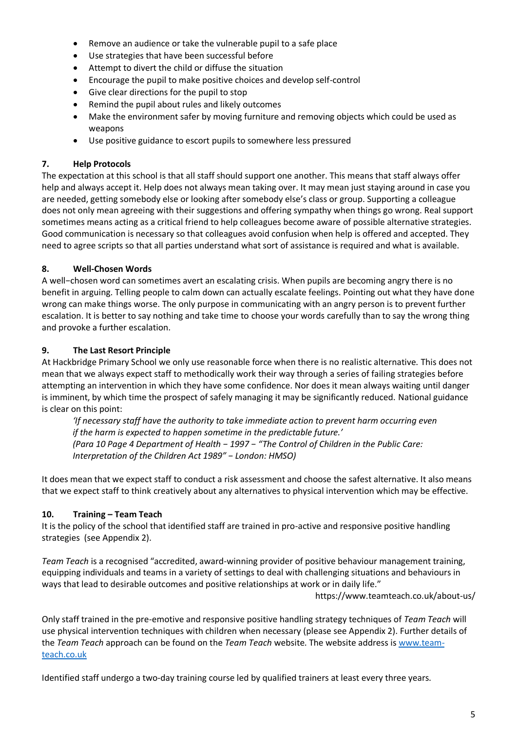- Remove an audience or take the vulnerable pupil to a safe place
- Use strategies that have been successful before
- Attempt to divert the child or diffuse the situation
- Encourage the pupil to make positive choices and develop self-control
- Give clear directions for the pupil to stop
- Remind the pupil about rules and likely outcomes
- Make the environment safer by moving furniture and removing objects which could be used as weapons
- Use positive guidance to escort pupils to somewhere less pressured

## 7. Help Protocols

The expectation at this school is that all staff should support one another. This means that staff always offer help and always accept it. Help does not always mean taking over. It may mean just staying around in case you are needed, getting somebody else or looking after somebody else's class or group. Supporting a colleague does not only mean agreeing with their suggestions and offering sympathy when things go wrong. Real support sometimes means acting as a critical friend to help colleagues become aware of possible alternative strategies. Good communication is necessary so that colleagues avoid confusion when help is offered and accepted. They need to agree scripts so that all parties understand what sort of assistance is required and what is available.

## 8. Well-Chosen Words

A well−chosen word can sometimes avert an escalating crisis. When pupils are becoming angry there is no benefit in arguing. Telling people to calm down can actually escalate feelings. Pointing out what they have done wrong can make things worse. The only purpose in communicating with an angry person is to prevent further escalation. It is better to say nothing and take time to choose your words carefully than to say the wrong thing and provoke a further escalation.

## 9. The Last Resort Principle

At Hackbridge Primary School we only use reasonable force when there is no realistic alternative. This does not mean that we always expect staff to methodically work their way through a series of failing strategies before attempting an intervention in which they have some confidence. Nor does it mean always waiting until danger is imminent, by which time the prospect of safely managing it may be significantly reduced. National guidance is clear on this point:

> *'If necessary staff have the authority to take immediate action to prevent harm occurring even if the harm is expected to happen sometime in the predictable future.'*
> *(Para 10 Page 4 Department of Health − 1997 − "The Control of Children in the Public Care: Interpretation of the Children Act 1989" − London: HMSO)*

It does mean that we expect staff to conduct a risk assessment and choose the safest alternative. It also means that we expect staff to think creatively about any alternatives to physical intervention which may be effective.

## 10. Training – Team Teach

It is the policy of the school that identified staff are trained in pro-active and responsive positive handling strategies (see Appendix 2).

*Team Teach* is a recognised "accredited, award-winning provider of positive behaviour management training, equipping individuals and teams in a variety of settings to deal with challenging situations and behaviours in ways that lead to desirable outcomes and positive relationships at work or in daily life."

https://www.teamteach.co.uk/about-us/

Only staff trained in the pre-emotive and responsive positive handling strategy techniques of *Team Teach* will use physical intervention techniques with children when necessary (please see Appendix 2). Further details of the *Team Teach* approach can be found on the *Team Teach* website. The website address is [www.team-teach.co.uk](www.team-teach.co.uk)

Identified staff undergo a two-day training course led by qualified trainers at least every three years.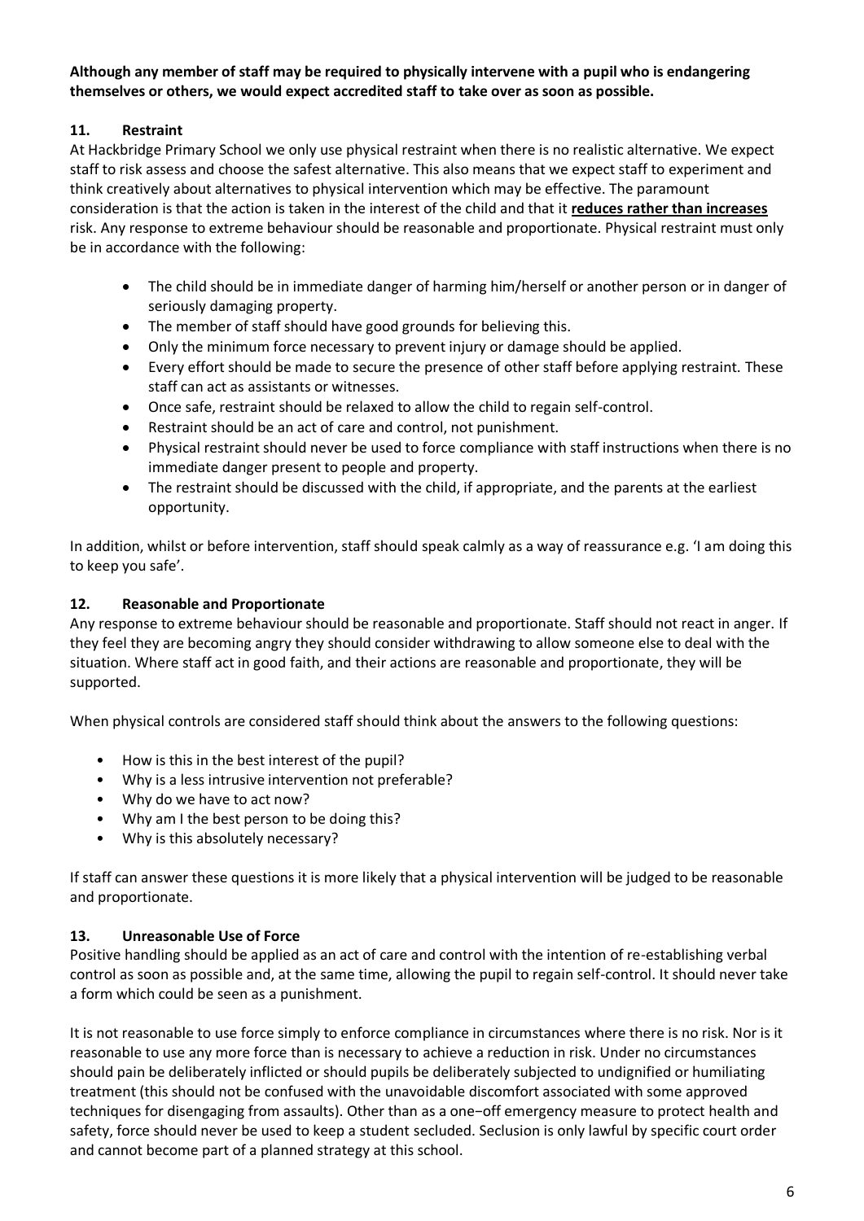**Although any member of staff may be required to physically intervene with a pupil who is endangering themselves or others, we would expect accredited staff to take over as soon as possible.**

## 11. Restraint

At Hackbridge Primary School we only use physical restraint when there is no realistic alternative. We expect staff to risk assess and choose the safest alternative. This also means that we expect staff to experiment and think creatively about alternatives to physical intervention which may be effective. The paramount consideration is that the action is taken in the interest of the child and that it **reduces rather than increases** risk. Any response to extreme behaviour should be reasonable and proportionate. Physical restraint must only be in accordance with the following:

- The child should be in immediate danger of harming him/herself or another person or in danger of seriously damaging property.
- The member of staff should have good grounds for believing this.
- Only the minimum force necessary to prevent injury or damage should be applied.
- Every effort should be made to secure the presence of other staff before applying restraint. These staff can act as assistants or witnesses.
- Once safe, restraint should be relaxed to allow the child to regain self-control.
- Restraint should be an act of care and control, not punishment.
- Physical restraint should never be used to force compliance with staff instructions when there is no immediate danger present to people and property.
- The restraint should be discussed with the child, if appropriate, and the parents at the earliest opportunity.

In addition, whilst or before intervention, staff should speak calmly as a way of reassurance e.g. 'I am doing this to keep you safe'.

## 12. Reasonable and Proportionate

Any response to extreme behaviour should be reasonable and proportionate. Staff should not react in anger. If they feel they are becoming angry they should consider withdrawing to allow someone else to deal with the situation. Where staff act in good faith, and their actions are reasonable and proportionate, they will be supported.

When physical controls are considered staff should think about the answers to the following questions:

- How is this in the best interest of the pupil?
- Why is a less intrusive intervention not preferable?
- Why do we have to act now?
- Why am I the best person to be doing this?
- Why is this absolutely necessary?

If staff can answer these questions it is more likely that a physical intervention will be judged to be reasonable and proportionate.

## 13. Unreasonable Use of Force

Positive handling should be applied as an act of care and control with the intention of re-establishing verbal control as soon as possible and, at the same time, allowing the pupil to regain self-control. It should never take a form which could be seen as a punishment.

It is not reasonable to use force simply to enforce compliance in circumstances where there is no risk. Nor is it reasonable to use any more force than is necessary to achieve a reduction in risk. Under no circumstances should pain be deliberately inflicted or should pupils be deliberately subjected to undignified or humiliating treatment (this should not be confused with the unavoidable discomfort associated with some approved techniques for disengaging from assaults). Other than as a one−off emergency measure to protect health and safety, force should never be used to keep a student secluded. Seclusion is only lawful by specific court order and cannot become part of a planned strategy at this school.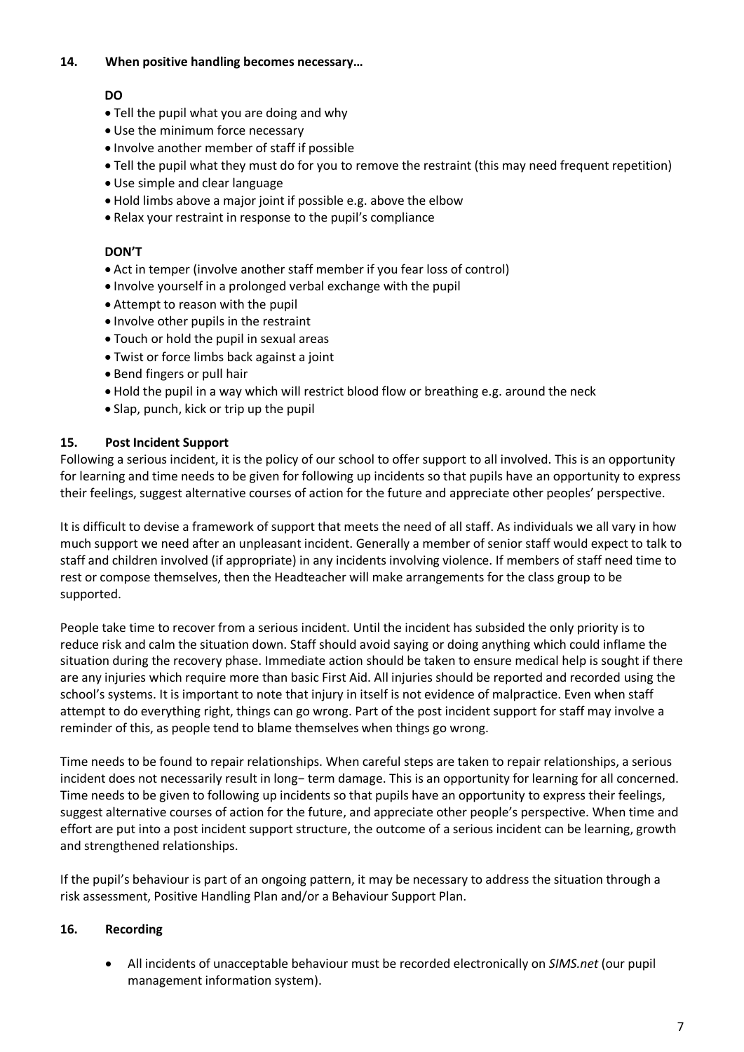## 14. When positive handling becomes necessary…

**DO**

- Tell the pupil what you are doing and why
- Use the minimum force necessary
- Involve another member of staff if possible
- Tell the pupil what they must do for you to remove the restraint (this may need frequent repetition)
- Use simple and clear language
- Hold limbs above a major joint if possible e.g. above the elbow
- Relax your restraint in response to the pupil's compliance

**DON'T**

- Act in temper (involve another staff member if you fear loss of control)
- Involve yourself in a prolonged verbal exchange with the pupil
- Attempt to reason with the pupil
- Involve other pupils in the restraint
- Touch or hold the pupil in sexual areas
- Twist or force limbs back against a joint
- Bend fingers or pull hair
- Hold the pupil in a way which will restrict blood flow or breathing e.g. around the neck
- Slap, punch, kick or trip up the pupil

## 15. Post Incident Support

Following a serious incident, it is the policy of our school to offer support to all involved. This is an opportunity for learning and time needs to be given for following up incidents so that pupils have an opportunity to express their feelings, suggest alternative courses of action for the future and appreciate other peoples' perspective.

It is difficult to devise a framework of support that meets the need of all staff. As individuals we all vary in how much support we need after an unpleasant incident. Generally a member of senior staff would expect to talk to staff and children involved (if appropriate) in any incidents involving violence. If members of staff need time to rest or compose themselves, then the Headteacher will make arrangements for the class group to be supported.

People take time to recover from a serious incident. Until the incident has subsided the only priority is to reduce risk and calm the situation down. Staff should avoid saying or doing anything which could inflame the situation during the recovery phase. Immediate action should be taken to ensure medical help is sought if there are any injuries which require more than basic First Aid. All injuries should be reported and recorded using the school's systems. It is important to note that injury in itself is not evidence of malpractice. Even when staff attempt to do everything right, things can go wrong. Part of the post incident support for staff may involve a reminder of this, as people tend to blame themselves when things go wrong.

Time needs to be found to repair relationships. When careful steps are taken to repair relationships, a serious incident does not necessarily result in long‒ term damage. This is an opportunity for learning for all concerned. Time needs to be given to following up incidents so that pupils have an opportunity to express their feelings, suggest alternative courses of action for the future, and appreciate other people's perspective. When time and effort are put into a post incident support structure, the outcome of a serious incident can be learning, growth and strengthened relationships.

If the pupil's behaviour is part of an ongoing pattern, it may be necessary to address the situation through a risk assessment, Positive Handling Plan and/or a Behaviour Support Plan.

## 16. Recording

- All incidents of unacceptable behaviour must be recorded electronically on *SIMS.net* (our pupil management information system).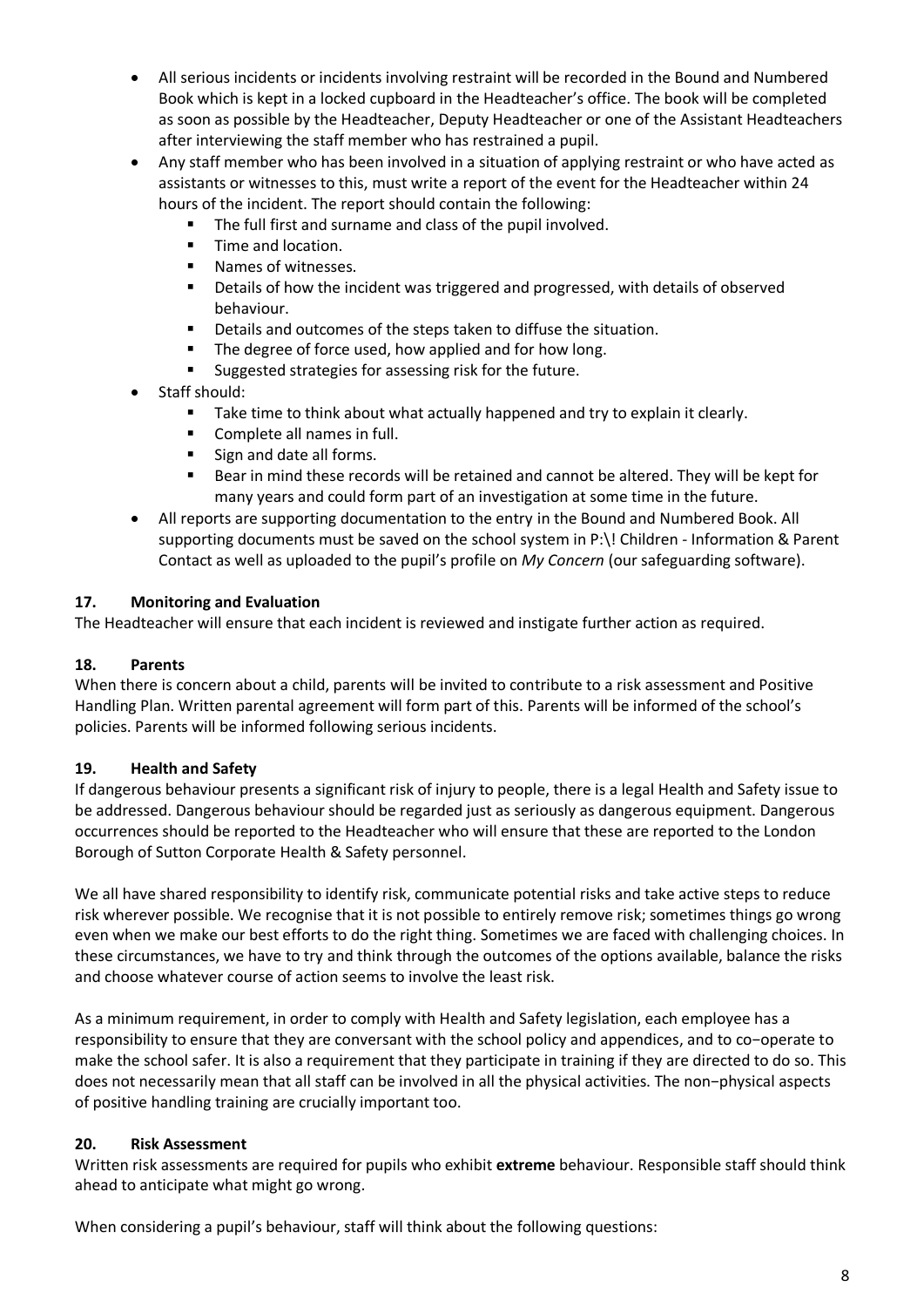- All serious incidents or incidents involving restraint will be recorded in the Bound and Numbered Book which is kept in a locked cupboard in the Headteacher's office. The book will be completed as soon as possible by the Headteacher, Deputy Headteacher or one of the Assistant Headteachers after interviewing the staff member who has restrained a pupil.
- Any staff member who has been involved in a situation of applying restraint or who have acted as assistants or witnesses to this, must write a report of the event for the Headteacher within 24 hours of the incident. The report should contain the following:
  - The full first and surname and class of the pupil involved.
  - Time and location.
  - Names of witnesses.
  - Details of how the incident was triggered and progressed, with details of observed behaviour.
  - Details and outcomes of the steps taken to diffuse the situation.
  - The degree of force used, how applied and for how long.
  - Suggested strategies for assessing risk for the future.
- Staff should:
  - Take time to think about what actually happened and try to explain it clearly.
  - Complete all names in full.
  - Sign and date all forms.
  - Bear in mind these records will be retained and cannot be altered. They will be kept for many years and could form part of an investigation at some time in the future.
- All reports are supporting documentation to the entry in the Bound and Numbered Book. All supporting documents must be saved on the school system in P:\! Children - Information & Parent Contact as well as uploaded to the pupil's profile on *My Concern* (our safeguarding software).

### 17. Monitoring and Evaluation

The Headteacher will ensure that each incident is reviewed and instigate further action as required.

### 18. Parents

When there is concern about a child, parents will be invited to contribute to a risk assessment and Positive Handling Plan. Written parental agreement will form part of this. Parents will be informed of the school's policies. Parents will be informed following serious incidents.

### 19. Health and Safety

If dangerous behaviour presents a significant risk of injury to people, there is a legal Health and Safety issue to be addressed. Dangerous behaviour should be regarded just as seriously as dangerous equipment. Dangerous occurrences should be reported to the Headteacher who will ensure that these are reported to the London Borough of Sutton Corporate Health & Safety personnel.

We all have shared responsibility to identify risk, communicate potential risks and take active steps to reduce risk wherever possible. We recognise that it is not possible to entirely remove risk; sometimes things go wrong even when we make our best efforts to do the right thing. Sometimes we are faced with challenging choices. In these circumstances, we have to try and think through the outcomes of the options available, balance the risks and choose whatever course of action seems to involve the least risk.

As a minimum requirement, in order to comply with Health and Safety legislation, each employee has a responsibility to ensure that they are conversant with the school policy and appendices, and to co−operate to make the school safer. It is also a requirement that they participate in training if they are directed to do so. This does not necessarily mean that all staff can be involved in all the physical activities. The non−physical aspects of positive handling training are crucially important too.

### 20. Risk Assessment

Written risk assessments are required for pupils who exhibit **extreme** behaviour. Responsible staff should think ahead to anticipate what might go wrong.

When considering a pupil's behaviour, staff will think about the following questions: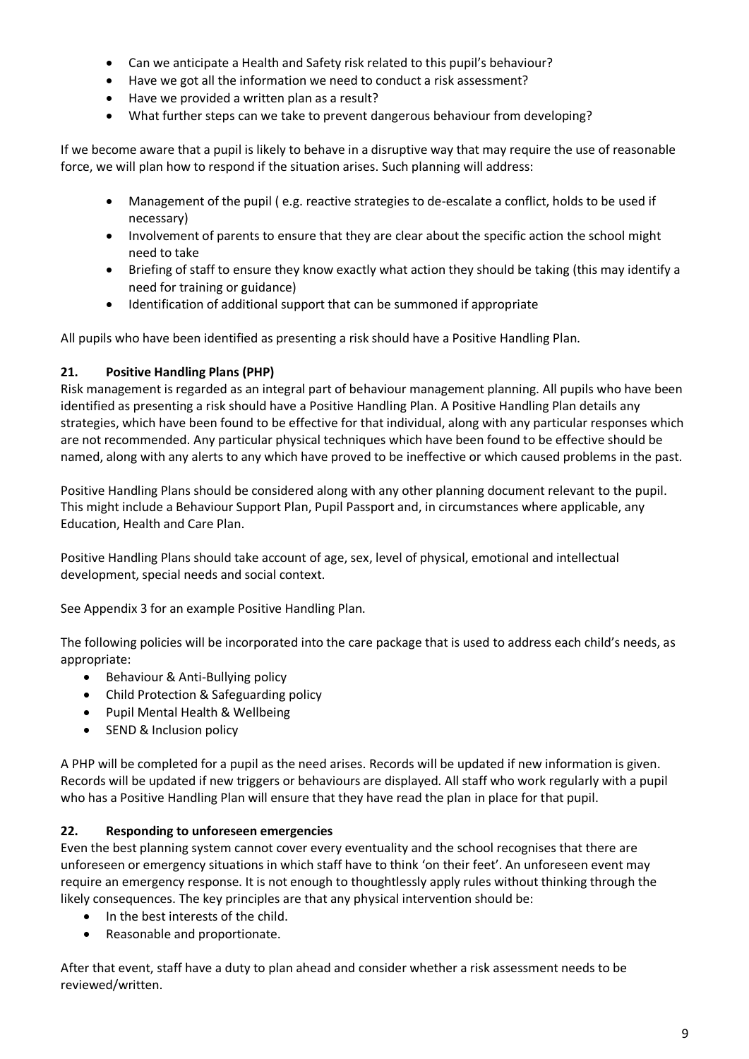- Can we anticipate a Health and Safety risk related to this pupil's behaviour?
- Have we got all the information we need to conduct a risk assessment?
- Have we provided a written plan as a result?
- What further steps can we take to prevent dangerous behaviour from developing?

If we become aware that a pupil is likely to behave in a disruptive way that may require the use of reasonable force, we will plan how to respond if the situation arises. Such planning will address:

- Management of the pupil ( e.g. reactive strategies to de-escalate a conflict, holds to be used if necessary)
- Involvement of parents to ensure that they are clear about the specific action the school might need to take
- Briefing of staff to ensure they know exactly what action they should be taking (this may identify a need for training or guidance)
- Identification of additional support that can be summoned if appropriate

All pupils who have been identified as presenting a risk should have a Positive Handling Plan.

### 21. Positive Handling Plans (PHP)

Risk management is regarded as an integral part of behaviour management planning. All pupils who have been identified as presenting a risk should have a Positive Handling Plan. A Positive Handling Plan details any strategies, which have been found to be effective for that individual, along with any particular responses which are not recommended. Any particular physical techniques which have been found to be effective should be named, along with any alerts to any which have proved to be ineffective or which caused problems in the past.

Positive Handling Plans should be considered along with any other planning document relevant to the pupil. This might include a Behaviour Support Plan, Pupil Passport and, in circumstances where applicable, any Education, Health and Care Plan.

Positive Handling Plans should take account of age, sex, level of physical, emotional and intellectual development, special needs and social context.

See Appendix 3 for an example Positive Handling Plan.

The following policies will be incorporated into the care package that is used to address each child's needs, as appropriate:

- Behaviour & Anti-Bullying policy
- Child Protection & Safeguarding policy
- Pupil Mental Health & Wellbeing
- SEND & Inclusion policy

A PHP will be completed for a pupil as the need arises. Records will be updated if new information is given. Records will be updated if new triggers or behaviours are displayed. All staff who work regularly with a pupil who has a Positive Handling Plan will ensure that they have read the plan in place for that pupil.

### 22. Responding to unforeseen emergencies

Even the best planning system cannot cover every eventuality and the school recognises that there are unforeseen or emergency situations in which staff have to think 'on their feet'. An unforeseen event may require an emergency response. It is not enough to thoughtlessly apply rules without thinking through the likely consequences. The key principles are that any physical intervention should be:

- In the best interests of the child.
- Reasonable and proportionate.

After that event, staff have a duty to plan ahead and consider whether a risk assessment needs to be reviewed/written.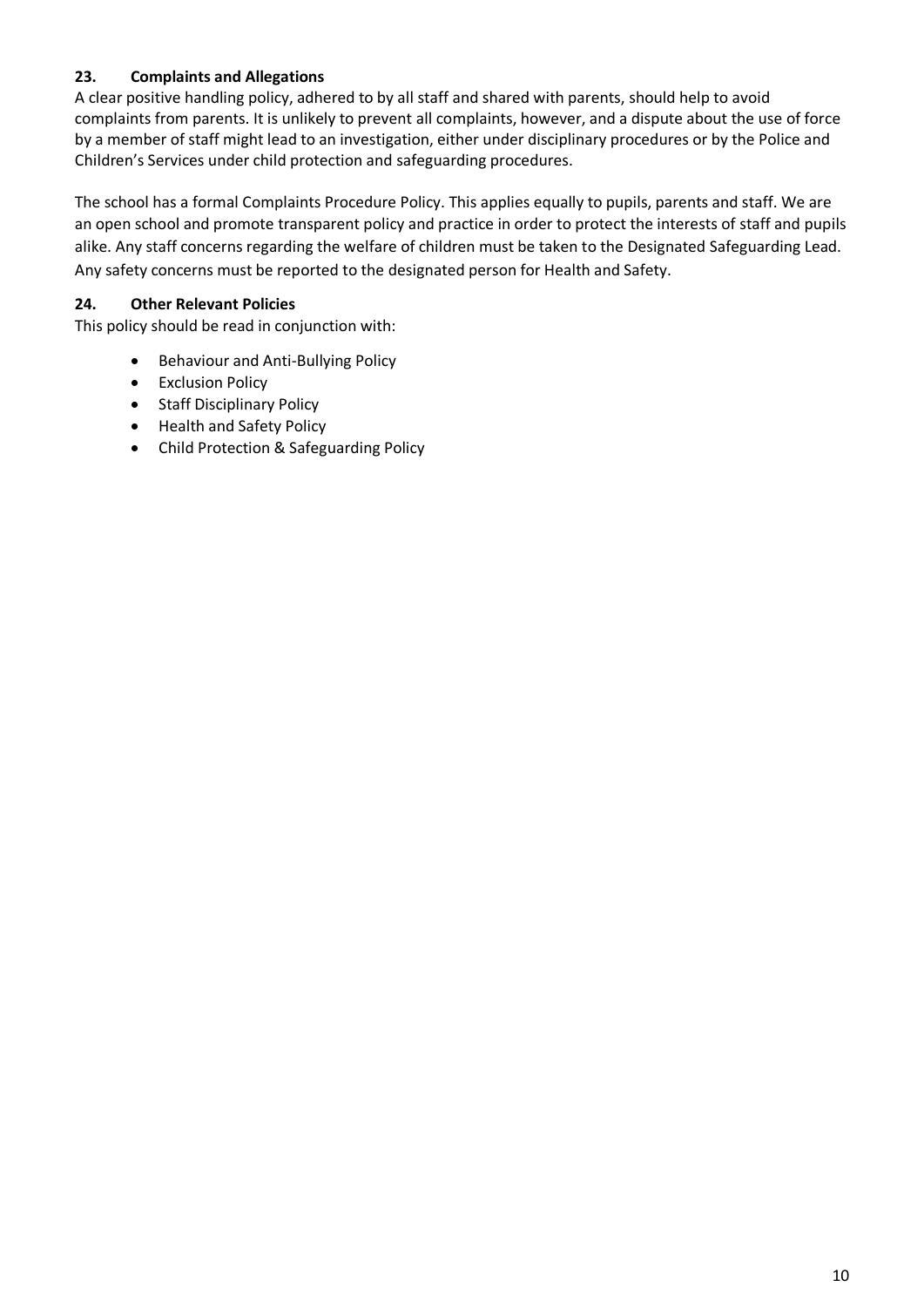### 23. Complaints and Allegations

A clear positive handling policy, adhered to by all staff and shared with parents, should help to avoid complaints from parents. It is unlikely to prevent all complaints, however, and a dispute about the use of force by a member of staff might lead to an investigation, either under disciplinary procedures or by the Police and Children's Services under child protection and safeguarding procedures.

The school has a formal Complaints Procedure Policy. This applies equally to pupils, parents and staff. We are an open school and promote transparent policy and practice in order to protect the interests of staff and pupils alike. Any staff concerns regarding the welfare of children must be taken to the Designated Safeguarding Lead. Any safety concerns must be reported to the designated person for Health and Safety.

### 24. Other Relevant Policies

This policy should be read in conjunction with:

- Behaviour and Anti-Bullying Policy
- Exclusion Policy
- Staff Disciplinary Policy
- Health and Safety Policy
- Child Protection & Safeguarding Policy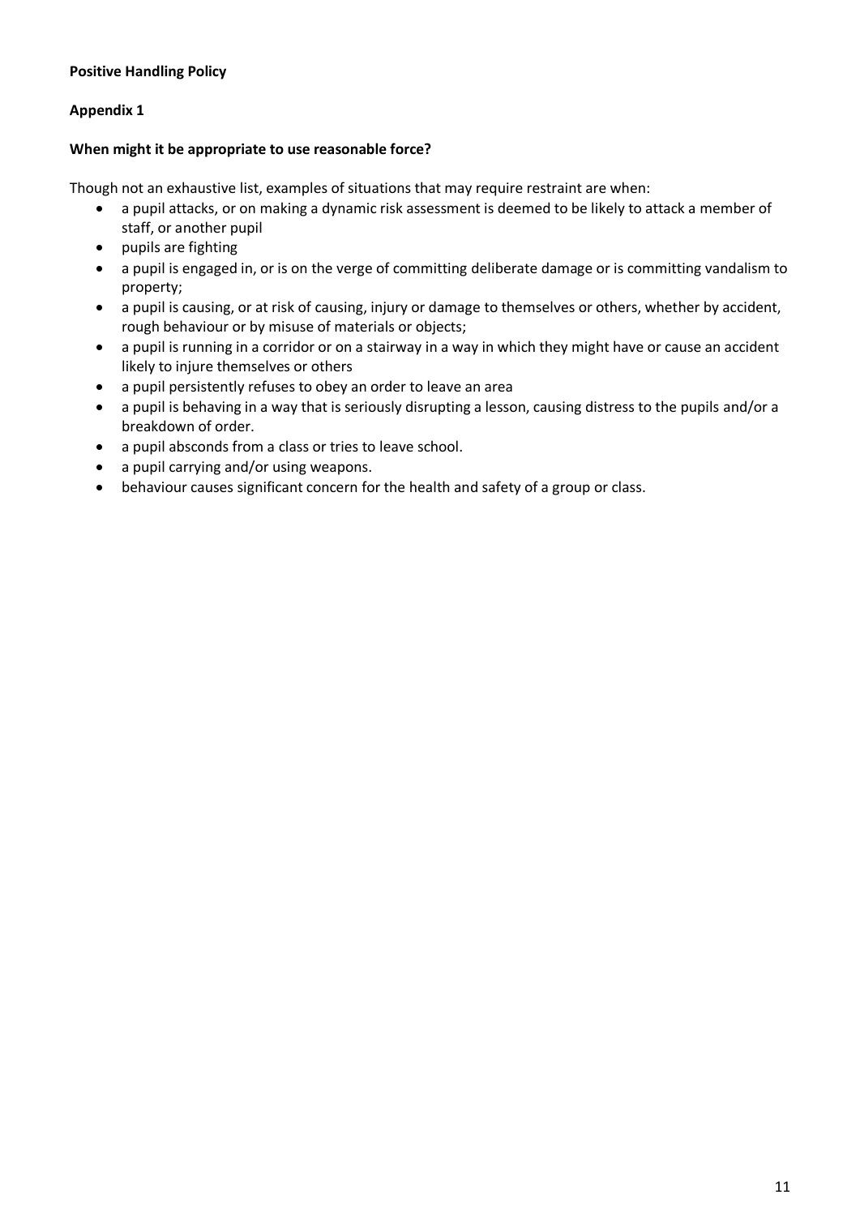**Positive Handling Policy**

**Appendix 1**

**When might it be appropriate to use reasonable force?**

Though not an exhaustive list, examples of situations that may require restraint are when:

- a pupil attacks, or on making a dynamic risk assessment is deemed to be likely to attack a member of staff, or another pupil
- pupils are fighting
- a pupil is engaged in, or is on the verge of committing deliberate damage or is committing vandalism to property;
- a pupil is causing, or at risk of causing, injury or damage to themselves or others, whether by accident, rough behaviour or by misuse of materials or objects;
- a pupil is running in a corridor or on a stairway in a way in which they might have or cause an accident likely to injure themselves or others
- a pupil persistently refuses to obey an order to leave an area
- a pupil is behaving in a way that is seriously disrupting a lesson, causing distress to the pupils and/or a breakdown of order.
- a pupil absconds from a class or tries to leave school.
- a pupil carrying and/or using weapons.
- behaviour causes significant concern for the health and safety of a group or class.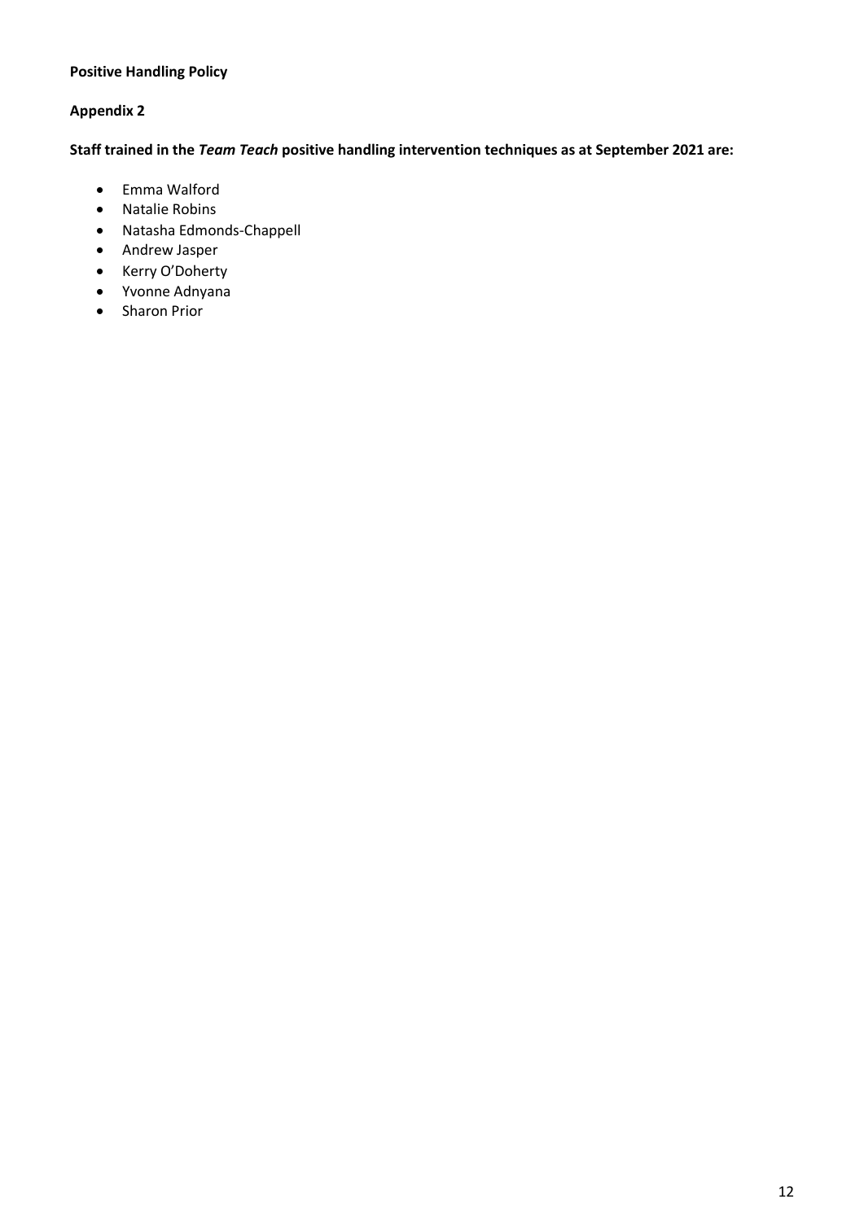**Positive Handling Policy**

**Appendix 2**

**Staff trained in the *Team Teach* positive handling intervention techniques as at September 2021 are:**

- Emma Walford
- Natalie Robins
- Natasha Edmonds-Chappell
- Andrew Jasper
- Kerry O'Doherty
- Yvonne Adnyana
- Sharon Prior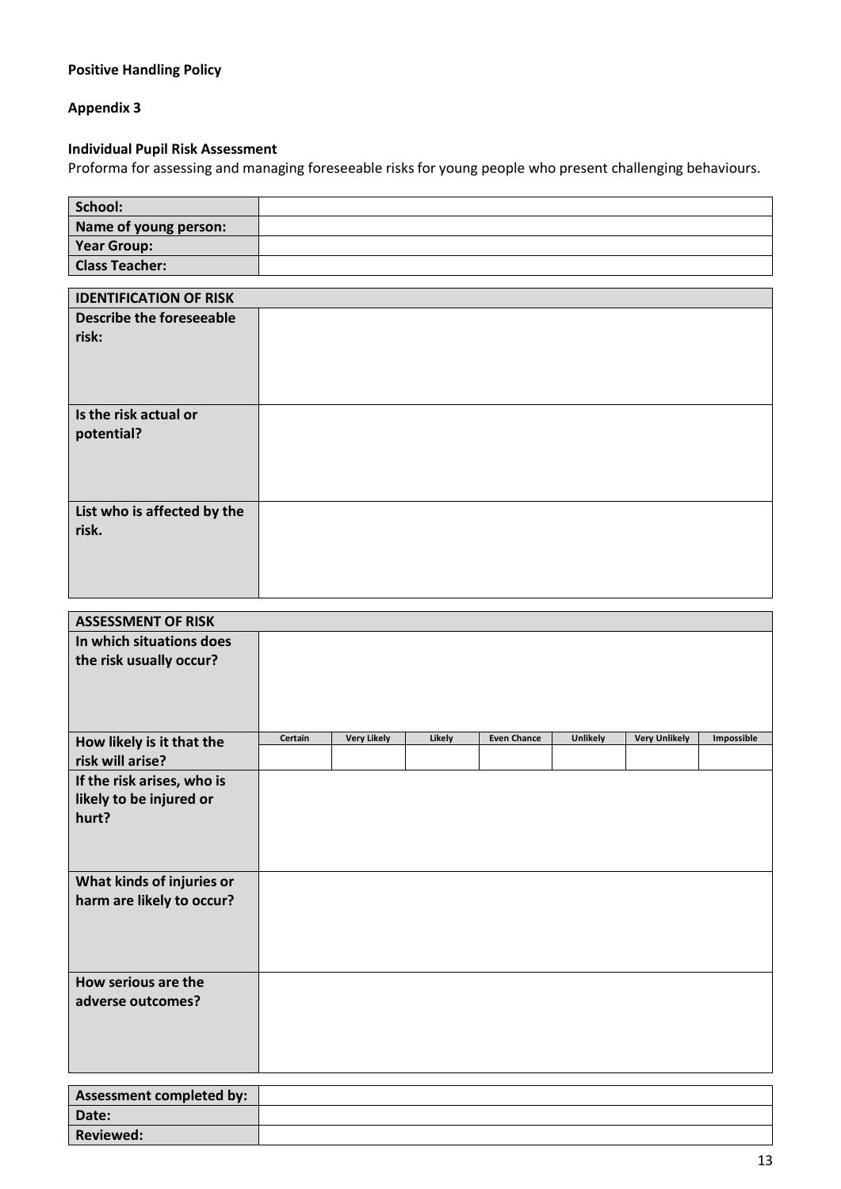**Positive Handling Policy**

**Appendix 3**

**Individual Pupil Risk Assessment**

Proforma for assessing and managing foreseeable risks for young people who present challenging behaviours.

| School: | |
|---|---|
| Name of young person: | |
| Year Group: | |
| Class Teacher: | |

| IDENTIFICATION OF RISK | |
|---|---|
| Describe the foreseeable risk: | |
| Is the risk actual or potential? | |
| List who is affected by the risk. | |

| ASSESSMENT OF RISK | | | | | | | |
|---|---|---|---|---|---|---|---|
| In which situations does the risk usually occur? | | | | | | | |
| How likely is it that the risk will arise? | Certain | Very Likely | Likely | Even Chance | Unlikely | Very Unlikely | Impossible |
| | | | | | | | |
| If the risk arises, who is likely to be injured or hurt? | | | | | | | |
| What kinds of injuries or harm are likely to occur? | | | | | | | |
| How serious are the adverse outcomes? | | | | | | | |

| Assessment completed by: | |
|---|---|
| Date: | |
| Reviewed: | |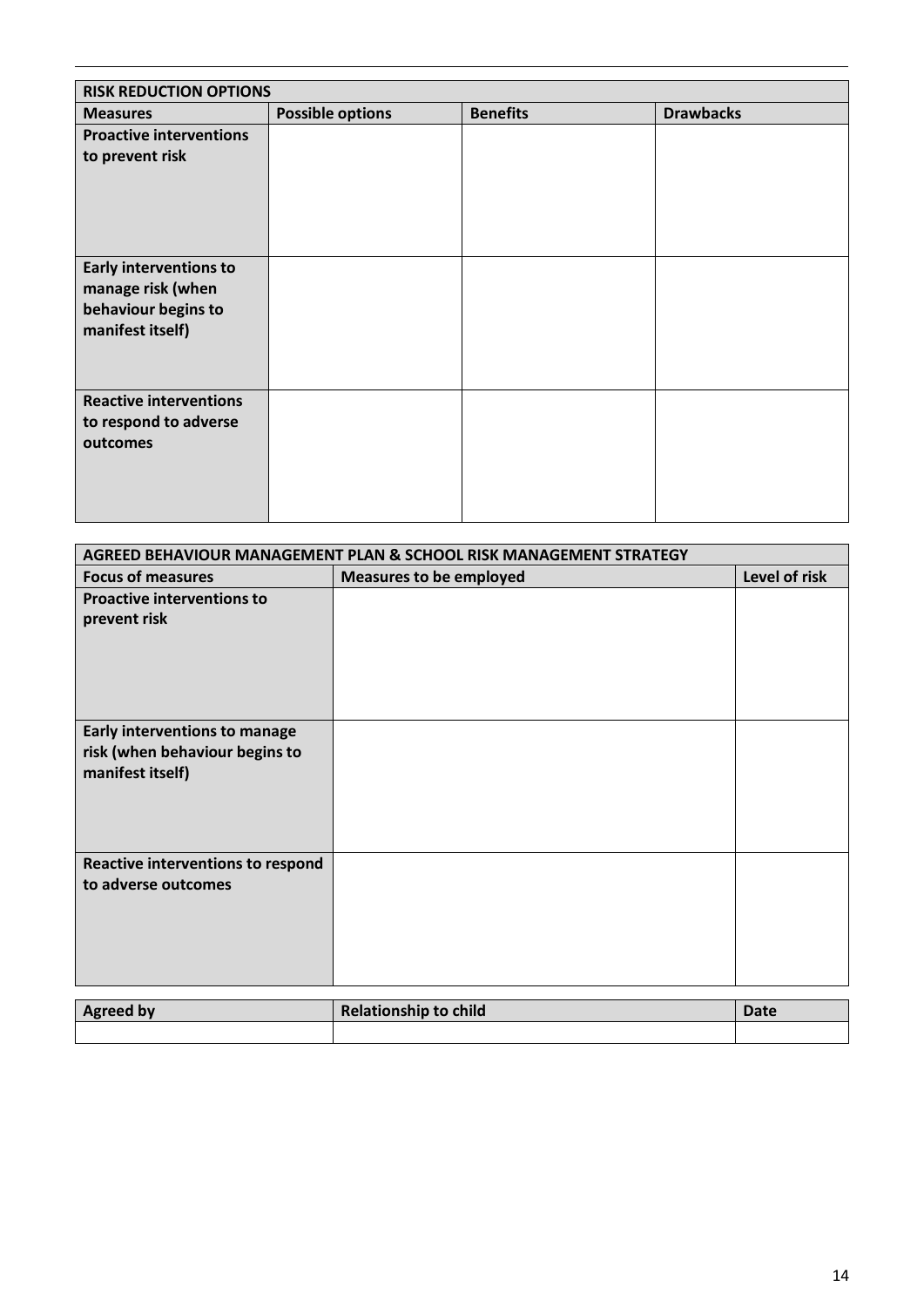| RISK REDUCTION OPTIONS | | | |
|---|---|---|---|
| **Measures** | **Possible options** | **Benefits** | **Drawbacks** |
| **Proactive interventions to prevent risk** | | | |
| **Early interventions to manage risk (when behaviour begins to manifest itself)** | | | |
| **Reactive interventions to respond to adverse outcomes** | | | |

| AGREED BEHAVIOUR MANAGEMENT PLAN & SCHOOL RISK MANAGEMENT STRATEGY | | |
|---|---|---|
| **Focus of measures** | **Measures to be employed** | **Level of risk** |
| **Proactive interventions to prevent risk** | | |
| **Early interventions to manage risk (when behaviour begins to manifest itself)** | | |
| **Reactive interventions to respond to adverse outcomes** | | |

| Agreed by | Relationship to child | Date |
|---|---|---|
| | | |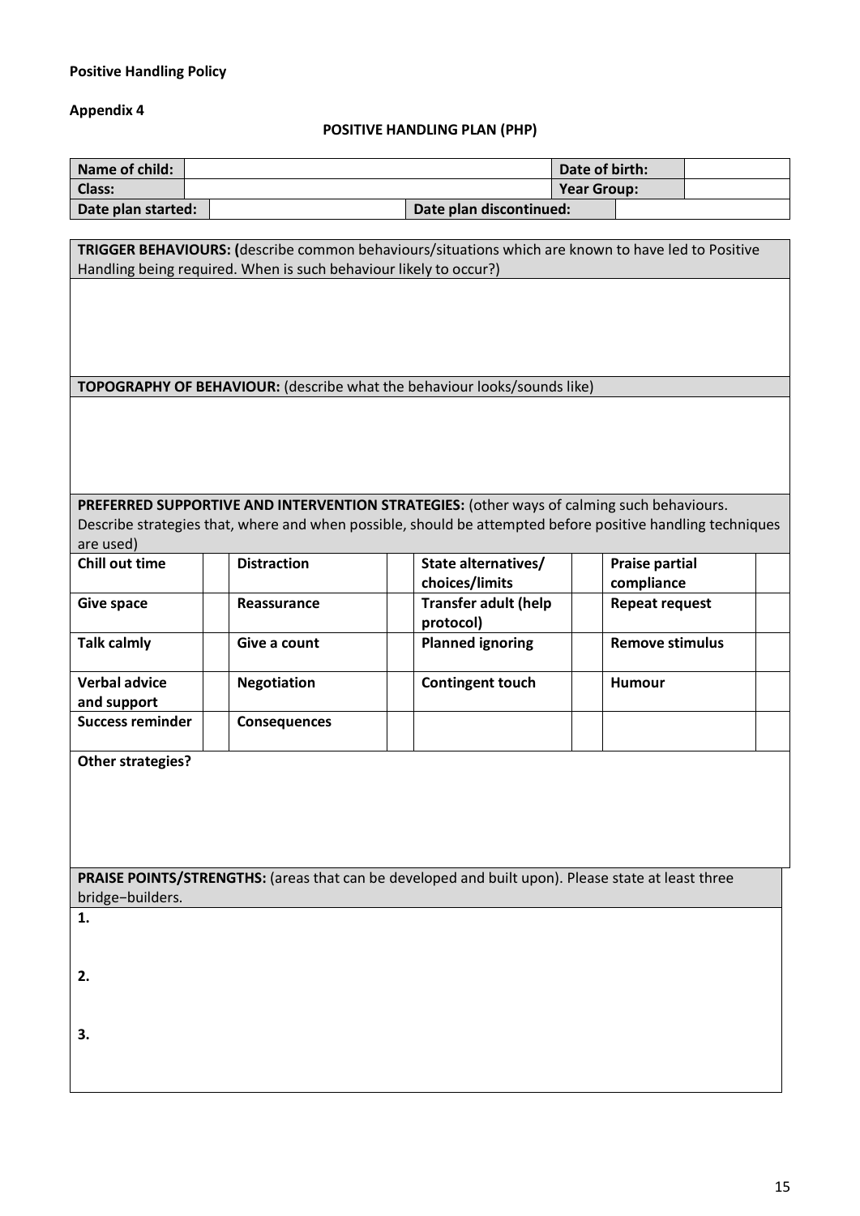**Positive Handling Policy**

**Appendix 4**

## POSITIVE HANDLING PLAN (PHP)

| **Name of child:** | | **Date of birth:** | |
|---|---|---|---|
| **Class:** | | **Year Group:** | |
| **Date plan started:** | | **Date plan discontinued:** | |

**TRIGGER BEHAVIOURS: (**describe common behaviours/situations which are known to have led to Positive Handling being required. When is such behaviour likely to occur?)

**TOPOGRAPHY OF BEHAVIOUR:** (describe what the behaviour looks/sounds like)

**PREFERRED SUPPORTIVE AND INTERVENTION STRATEGIES:** (other ways of calming such behaviours. Describe strategies that, where and when possible, should be attempted before positive handling techniques are used)

| | | | | | | | |
|---|---|---|---|---|---|---|---|
| **Chill out time** | | **Distraction** | | **State alternatives/ choices/limits** | | **Praise partial compliance** | |
| **Give space** | | **Reassurance** | | **Transfer adult (help protocol)** | | **Repeat request** | |
| **Talk calmly** | | **Give a count** | | **Planned ignoring** | | **Remove stimulus** | |
| **Verbal advice and support** | | **Negotiation** | | **Contingent touch** | | **Humour** | |
| **Success reminder** | | **Consequences** | | | | | |

**Other strategies?**

**PRAISE POINTS/STRENGTHS:** (areas that can be developed and built upon). Please state at least three bridge–builders.

**1.**

**2.**

**3.**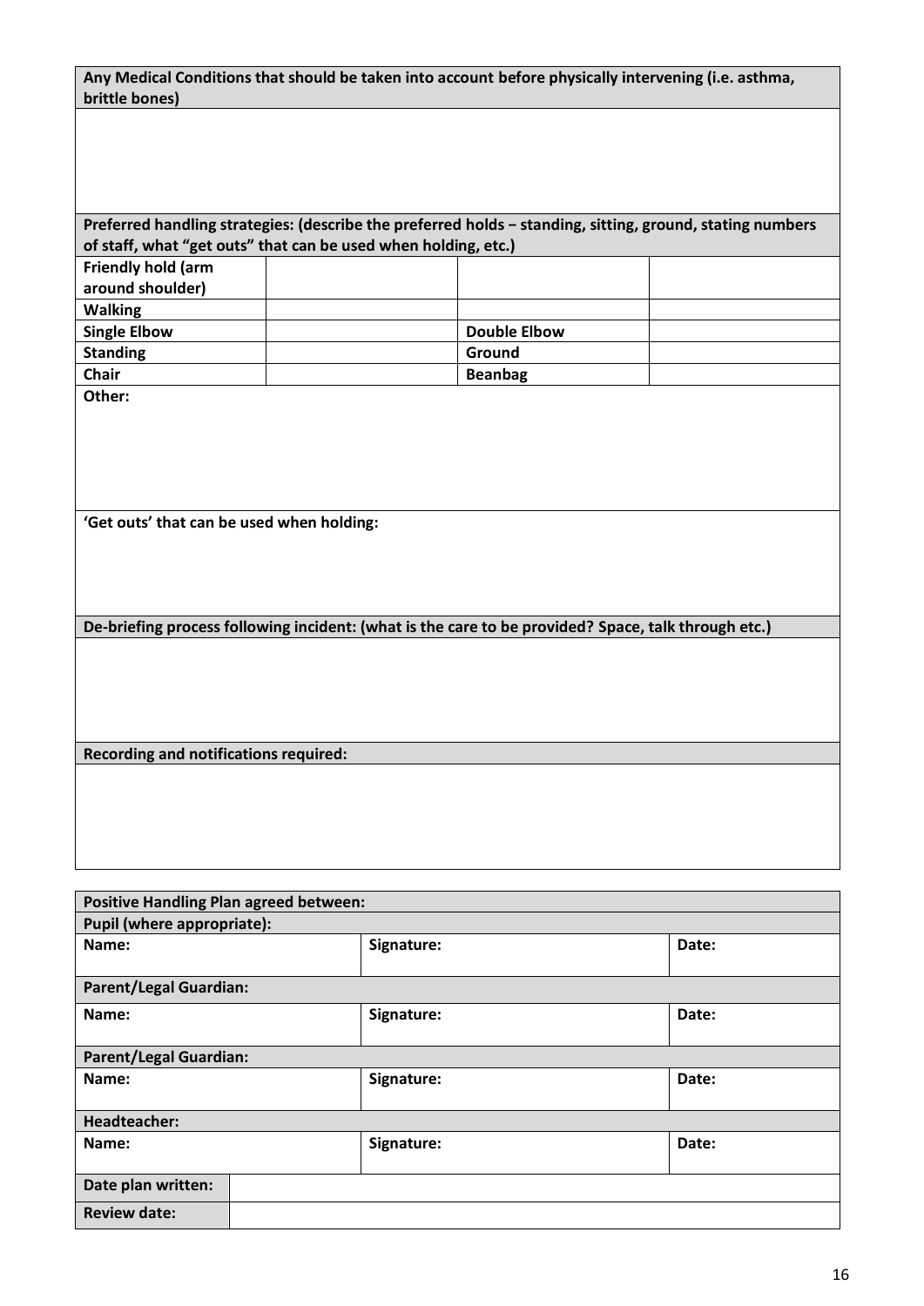**Any Medical Conditions that should be taken into account before physically intervening (i.e. asthma, brittle bones)**

**Preferred handling strategies: (describe the preferred holds – standing, sitting, ground, stating numbers of staff, what "get outs" that can be used when holding, etc.)**

| | | | |
|---|---|---|---|
| **Friendly hold (arm around shoulder)** | | | |
| **Walking** | | | |
| **Single Elbow** | | **Double Elbow** | |
| **Standing** | | **Ground** | |
| **Chair** | | **Beanbag** | |

**Other:**

**'Get outs' that can be used when holding:**

**De-briefing process following incident: (what is the care to be provided? Space, talk through etc.)**

**Recording and notifications required:**

| **Positive Handling Plan agreed between:** | | |
|---|---|---|
| **Pupil (where appropriate):** | | |
| **Name:** | **Signature:** | **Date:** |
| **Parent/Legal Guardian:** | | |
| **Name:** | **Signature:** | **Date:** |
| **Parent/Legal Guardian:** | | |
| **Name:** | **Signature:** | **Date:** |
| **Headteacher:** | | |
| **Name:** | **Signature:** | **Date:** |

| | |
|---|---|
| **Date plan written:** | |
| **Review date:** | |